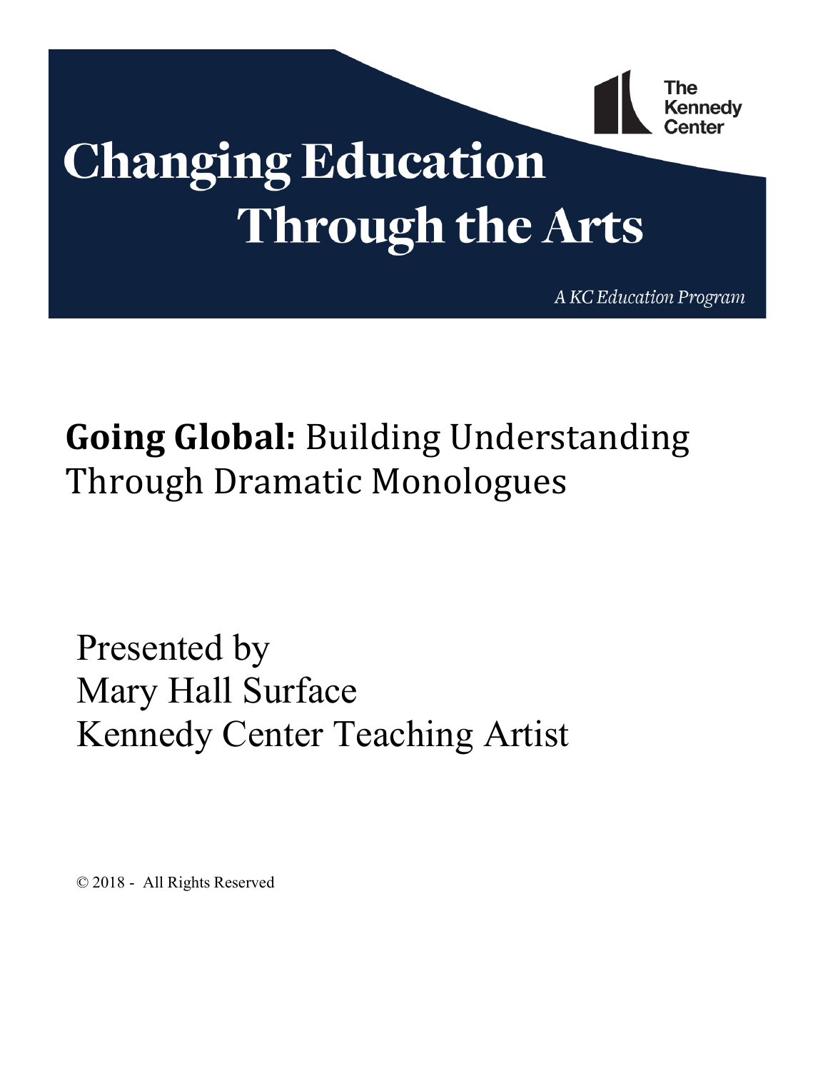The Kennedy Center

# Changing Education Through the Arts

*A KC Education Program*

## **Going Global:** Building Understanding Through Dramatic Monologues

Presented by
Mary Hall Surface
Kennedy Center Teaching Artist

© 2018 - All Rights Reserved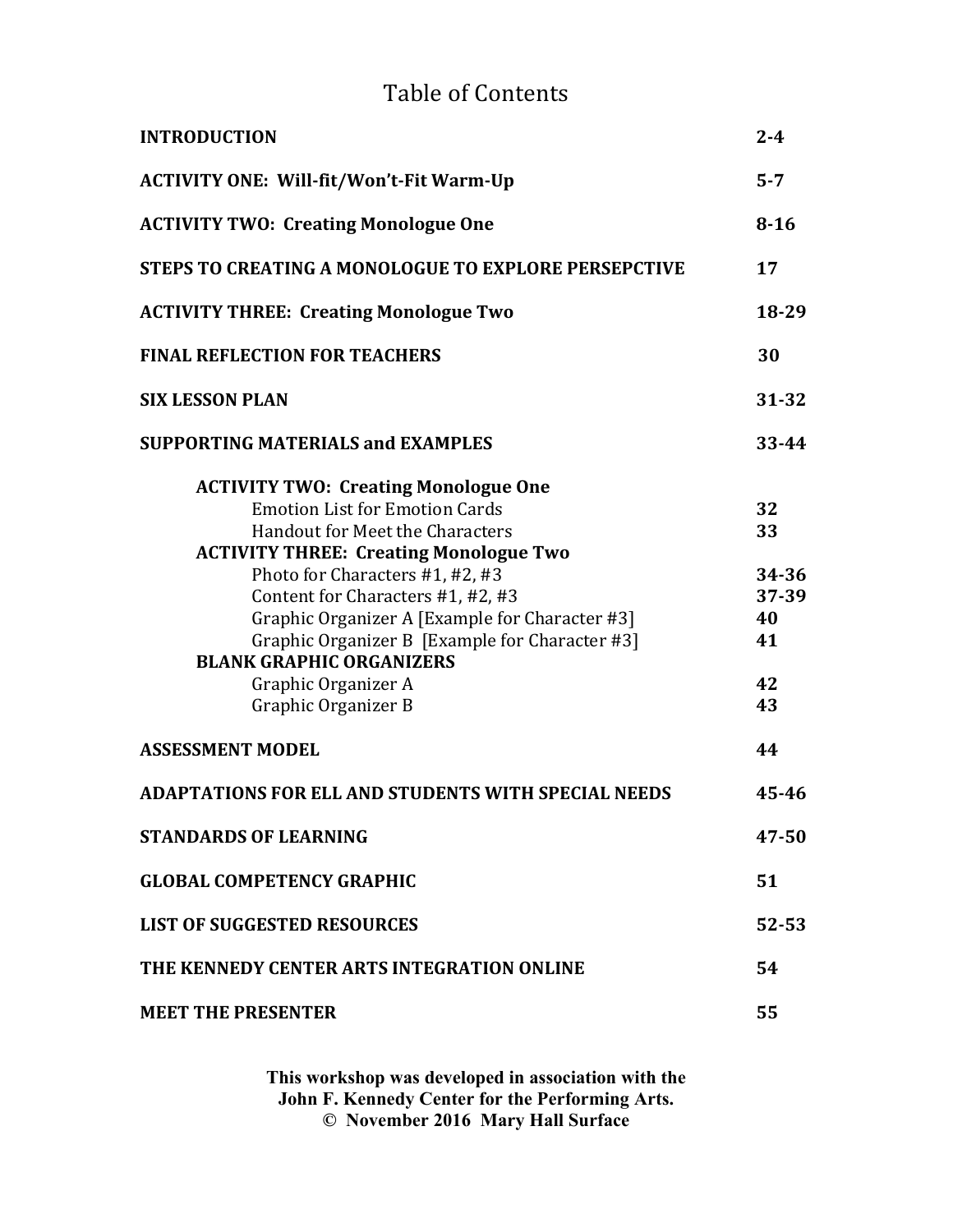# Table of Contents

| | |
|---|---|
| **INTRODUCTION** | **2-4** |
| **ACTIVITY ONE: Will-fit/Won't-Fit Warm-Up** | **5-7** |
| **ACTIVITY TWO: Creating Monologue One** | **8-16** |
| **STEPS TO CREATING A MONOLOGUE TO EXPLORE PERSEPCTIVE** | **17** |
| **ACTIVITY THREE: Creating Monologue Two** | **18-29** |
| **FINAL REFLECTION FOR TEACHERS** | **30** |
| **SIX LESSON PLAN** | **31-32** |
| **SUPPORTING MATERIALS and EXAMPLES** | **33-44** |
| **ACTIVITY TWO: Creating Monologue One** | |
| Emotion List for Emotion Cards | **32** |
| Handout for Meet the Characters | **33** |
| **ACTIVITY THREE: Creating Monologue Two** | |
| Photo for Characters #1, #2, #3 | **34-36** |
| Content for Characters #1, #2, #3 | **37-39** |
| Graphic Organizer A [Example for Character #3] | **40** |
| Graphic Organizer B [Example for Character #3] | **41** |
| **BLANK GRAPHIC ORGANIZERS** | |
| Graphic Organizer A | **42** |
| Graphic Organizer B | **43** |
| **ASSESSMENT MODEL** | **44** |
| **ADAPTATIONS FOR ELL AND STUDENTS WITH SPECIAL NEEDS** | **45-46** |
| **STANDARDS OF LEARNING** | **47-50** |
| **GLOBAL COMPETENCY GRAPHIC** | **51** |
| **LIST OF SUGGESTED RESOURCES** | **52-53** |
| **THE KENNEDY CENTER ARTS INTEGRATION ONLINE** | **54** |
| **MEET THE PRESENTER** | **55** |

**This workshop was developed in association with the John F. Kennedy Center for the Performing Arts.**
**© November 2016 Mary Hall Surface**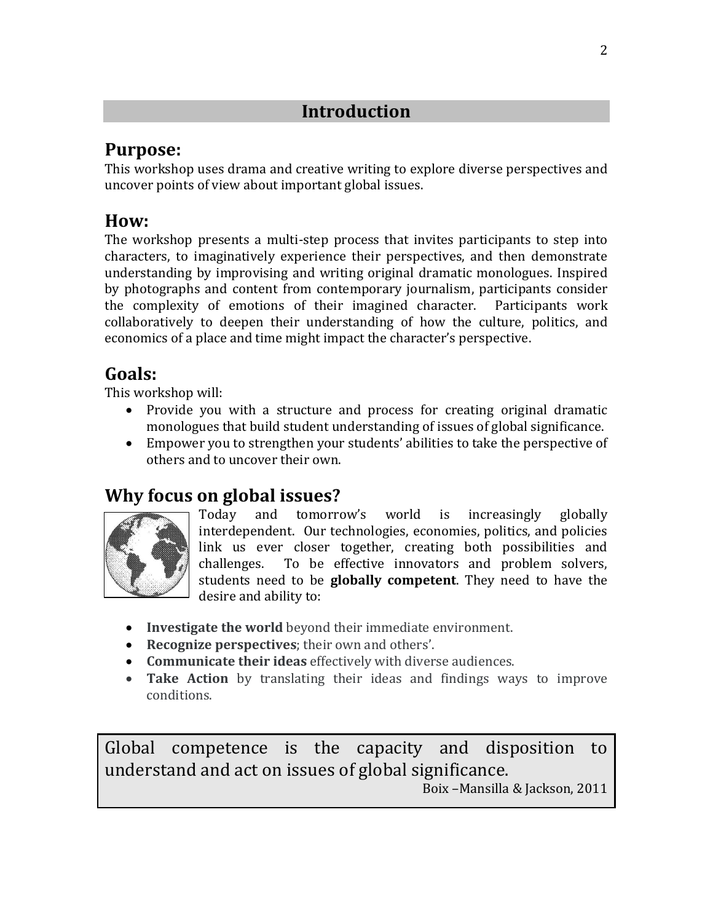# Introduction

## Purpose:

This workshop uses drama and creative writing to explore diverse perspectives and uncover points of view about important global issues.

## How:

The workshop presents a multi-step process that invites participants to step into characters, to imaginatively experience their perspectives, and then demonstrate understanding by improvising and writing original dramatic monologues. Inspired by photographs and content from contemporary journalism, participants consider the complexity of emotions of their imagined character. Participants work collaboratively to deepen their understanding of how the culture, politics, and economics of a place and time might impact the character's perspective.

## Goals:

This workshop will:

- Provide you with a structure and process for creating original dramatic monologues that build student understanding of issues of global significance.
- Empower you to strengthen your students' abilities to take the perspective of others and to uncover their own.

## Why focus on global issues?

Today and tomorrow's world is increasingly globally interdependent. Our technologies, economies, politics, and policies link us ever closer together, creating both possibilities and challenges. To be effective innovators and problem solvers, students need to be **globally competent**. They need to have the desire and ability to:

- **Investigate the world** beyond their immediate environment.
- **Recognize perspectives**; their own and others'.
- **Communicate their ideas** effectively with diverse audiences.
- **Take Action** by translating their ideas and findings ways to improve conditions.

> Global competence is the capacity and disposition to understand and act on issues of global significance.
>
> Boix –Mansilla & Jackson, 2011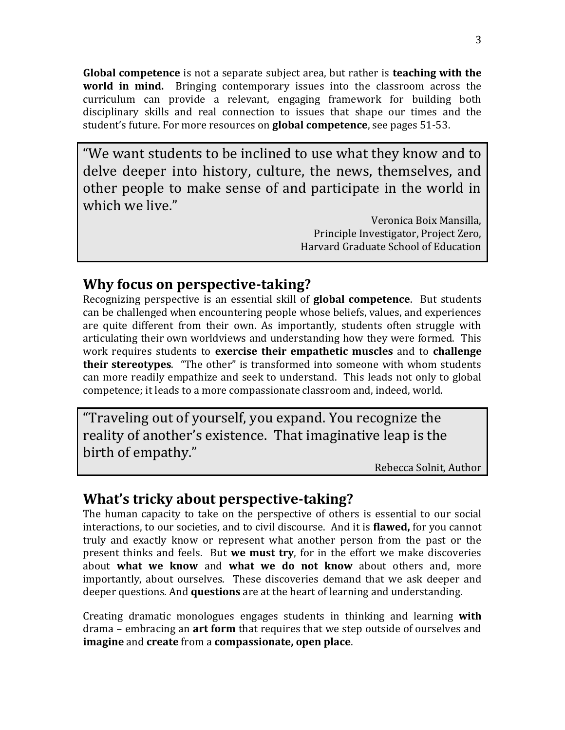**Global competence** is not a separate subject area, but rather is **teaching with the world in mind.** Bringing contemporary issues into the classroom across the curriculum can provide a relevant, engaging framework for building both disciplinary skills and real connection to issues that shape our times and the student's future. For more resources on **global competence**, see pages 51-53.

> "We want students to be inclined to use what they know and to delve deeper into history, culture, the news, themselves, and other people to make sense of and participate in the world in which we live."
>
> Veronica Boix Mansilla,
> Principle Investigator, Project Zero,
> Harvard Graduate School of Education

## Why focus on perspective-taking?

Recognizing perspective is an essential skill of **global competence**. But students can be challenged when encountering people whose beliefs, values, and experiences are quite different from their own. As importantly, students often struggle with articulating their own worldviews and understanding how they were formed. This work requires students to **exercise their empathetic muscles** and to **challenge their stereotypes**. "The other" is transformed into someone with whom students can more readily empathize and seek to understand. This leads not only to global competence; it leads to a more compassionate classroom and, indeed, world.

> "Traveling out of yourself, you expand. You recognize the reality of another's existence. That imaginative leap is the birth of empathy."
>
> Rebecca Solnit, Author

## What's tricky about perspective-taking?

The human capacity to take on the perspective of others is essential to our social interactions, to our societies, and to civil discourse. And it is **flawed,** for you cannot truly and exactly know or represent what another person from the past or the present thinks and feels. But **we must try**, for in the effort we make discoveries about **what we know** and **what we do not know** about others and, more importantly, about ourselves. These discoveries demand that we ask deeper and deeper questions. And **questions** are at the heart of learning and understanding.

Creating dramatic monologues engages students in thinking and learning **with** drama – embracing an **art form** that requires that we step outside of ourselves and **imagine** and **create** from a **compassionate, open place**.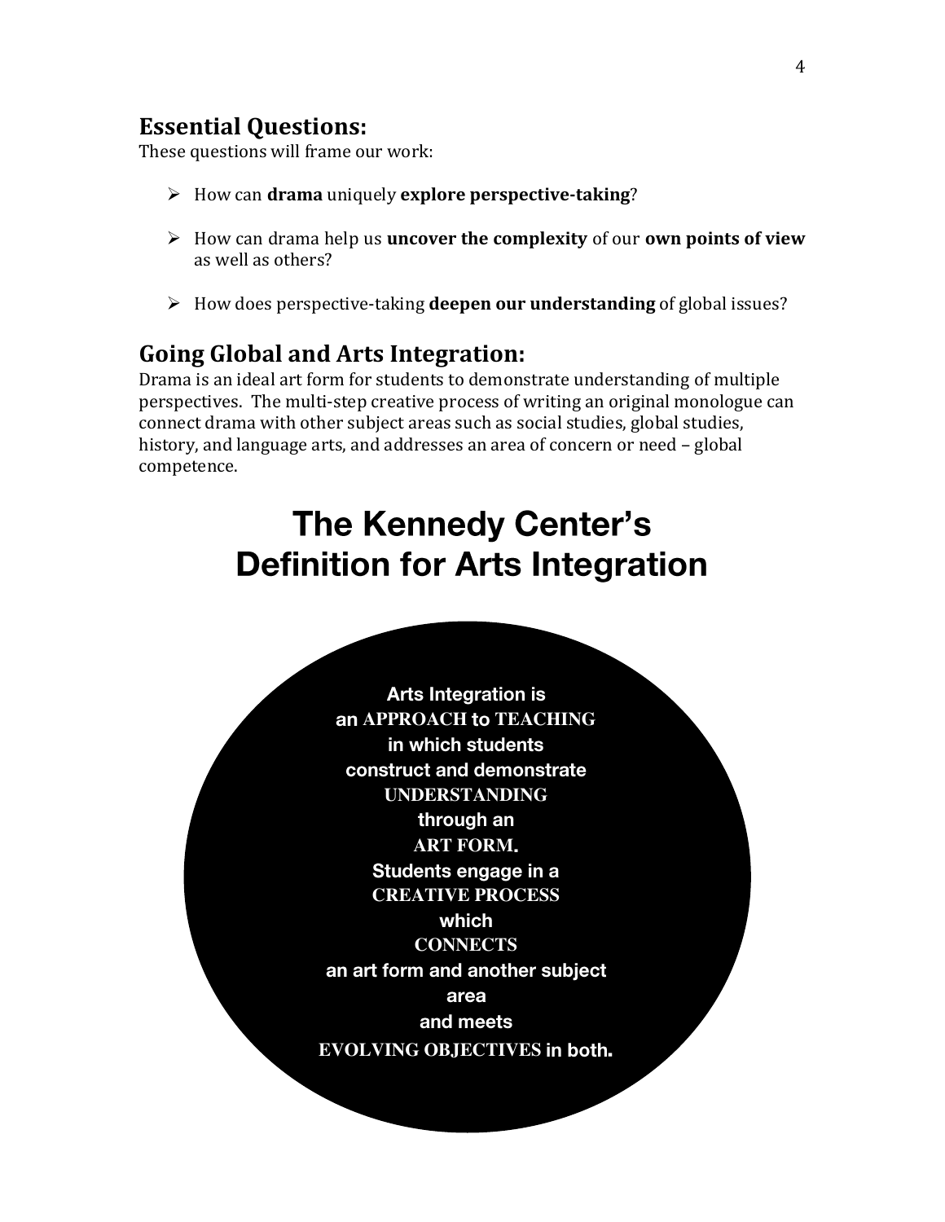## Essential Questions:

These questions will frame our work:

- How can **drama** uniquely **explore perspective-taking**?
- How can drama help us **uncover the complexity** of our **own points of view** as well as others?
- How does perspective-taking **deepen our understanding** of global issues?

## Going Global and Arts Integration:

Drama is an ideal art form for students to demonstrate understanding of multiple perspectives. The multi-step creative process of writing an original monologue can connect drama with other subject areas such as social studies, global studies, history, and language arts, and addresses an area of concern or need – global competence.

# The Kennedy Center's Definition for Arts Integration

**Arts Integration is an APPROACH to TEACHING in which students construct and demonstrate UNDERSTANDING through an ART FORM. Students engage in a CREATIVE PROCESS which CONNECTS an art form and another subject area and meets EVOLVING OBJECTIVES in both.**